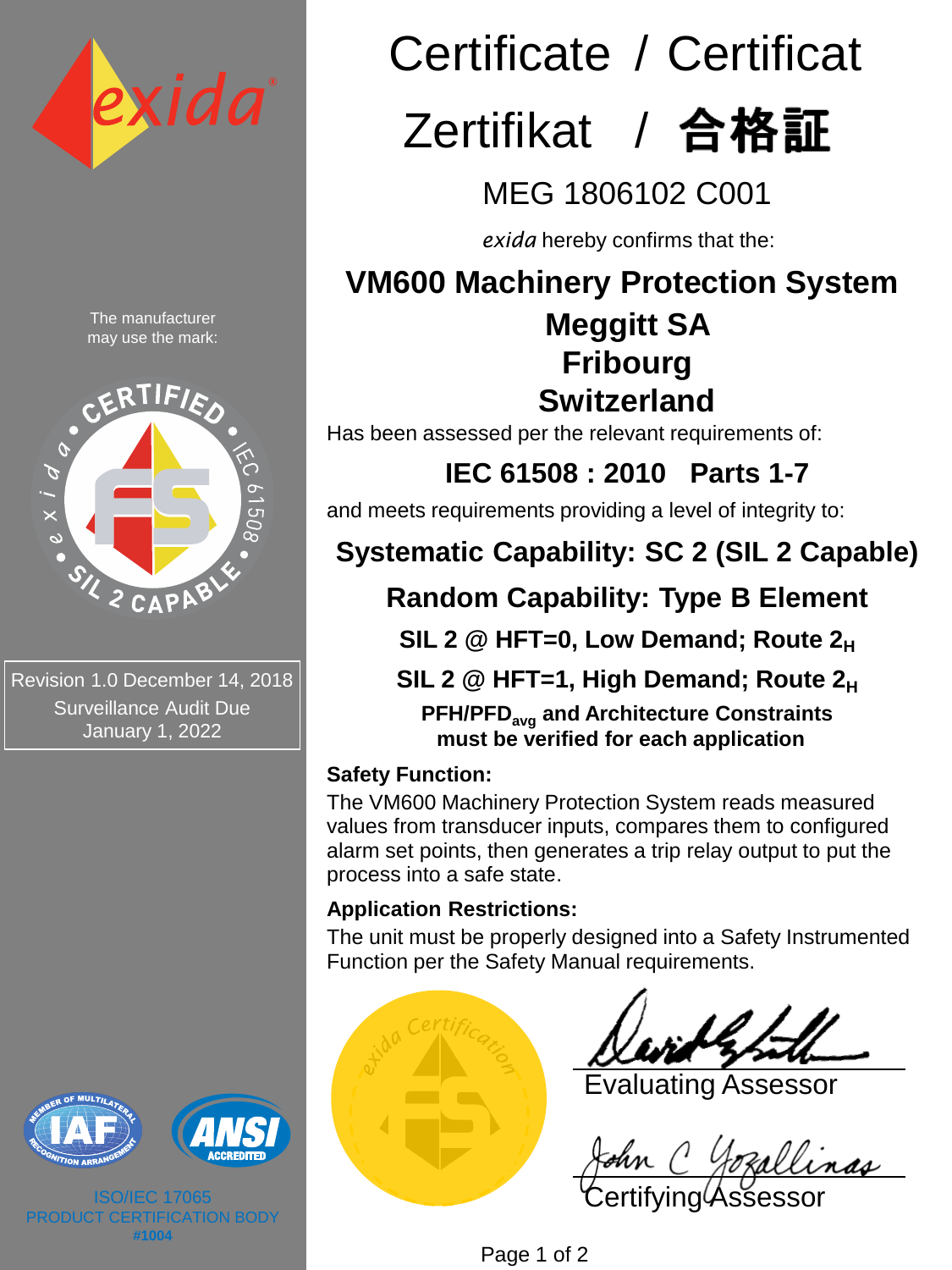# Certificate / Certificat
# Zertifikat / 合格証

## MEG 1806102 C001

*exida* hereby confirms that the:

**VM600 Machinery Protection System**

**Meggitt SA**
**Fribourg**
**Switzerland**

Has been assessed per the relevant requirements of:

**IEC 61508 : 2010 Parts 1-7**

and meets requirements providing a level of integrity to:

**Systematic Capability: SC 2 (SIL 2 Capable)**

**Random Capability: Type B Element**

**SIL 2 @ HFT=0, Low Demand; Route $2_H$**

**SIL 2 @ HFT=1, High Demand; Route $2_H$**

**PFH/$PFD_{avg}$ and Architecture Constraints must be verified for each application**

**Safety Function:**

The VM600 Machinery Protection System reads measured values from transducer inputs, compares them to configured alarm set points, then generates a trip relay output to put the process into a safe state.

**Application Restrictions:**

The unit must be properly designed into a Safety Instrumented Function per the Safety Manual requirements.

The manufacturer may use the mark:

CERTIFIED • IEC 61508 • SIL 2 CAPABLE • exida

Revision 1.0 December 14, 2018
Surveillance Audit Due
January 1, 2022

ISO/IEC 17065
PRODUCT CERTIFICATION BODY
#1004

Evaluating Assessor

Certifying Assessor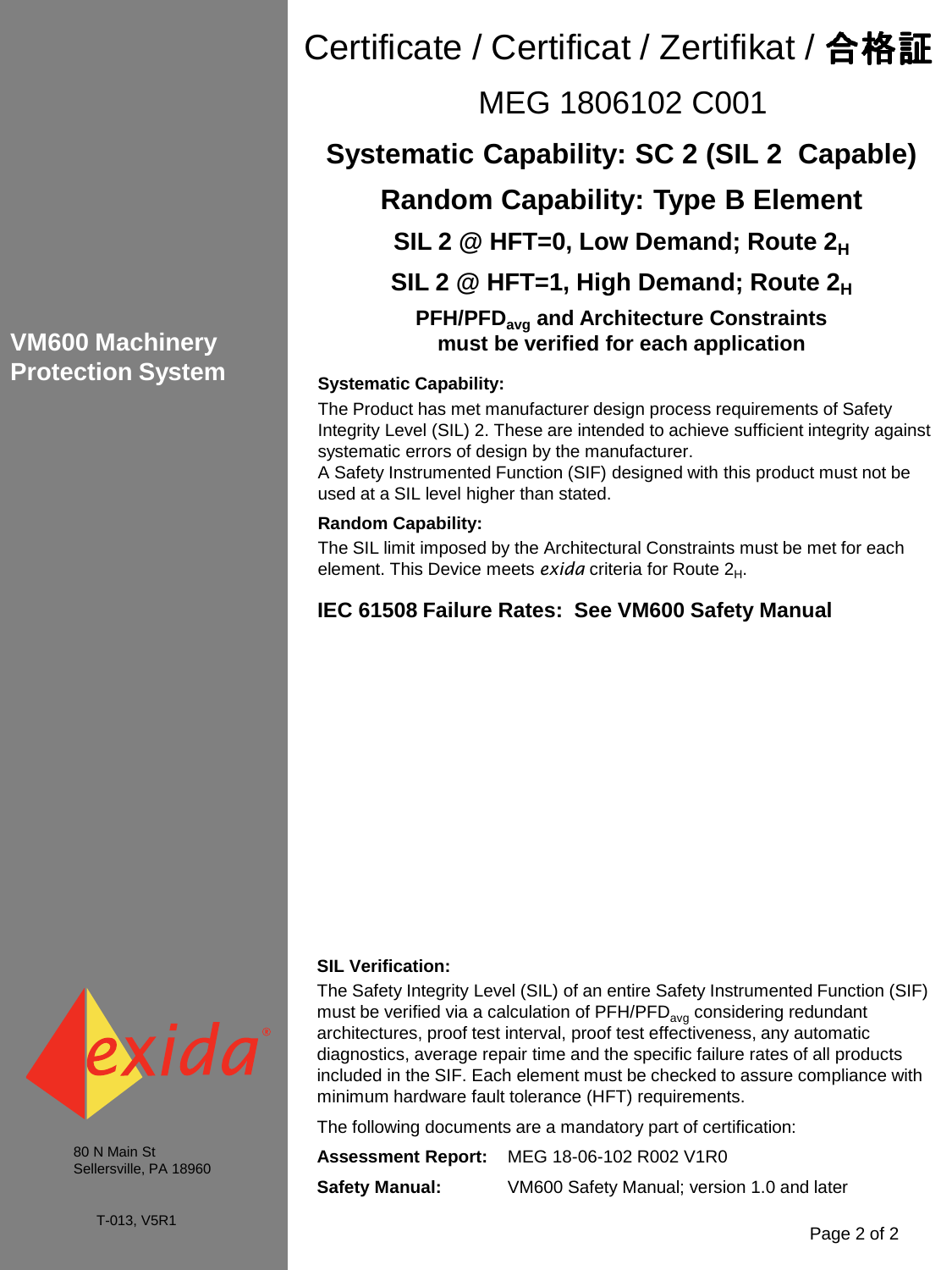# Certificate / Certificat / Zertifikat / 合格証

MEG 1806102 C001

## Systematic Capability: SC 2 (SIL 2 Capable)

## Random Capability: Type B Element

### SIL 2 @ HFT=0, Low Demand; Route $2_H$

### SIL 2 @ HFT=1, High Demand; Route $2_H$

**$PFH/PFD_{avg}$ and Architecture Constraints must be verified for each application**

**VM600 Machinery Protection System**

**Systematic Capability:**

The Product has met manufacturer design process requirements of Safety Integrity Level (SIL) 2. These are intended to achieve sufficient integrity against systematic errors of design by the manufacturer.
A Safety Instrumented Function (SIF) designed with this product must not be used at a SIL level higher than stated.

**Random Capability:**

The SIL limit imposed by the Architectural Constraints must be met for each element. This Device meets *exida* criteria for Route $2_H$.

**IEC 61508 Failure Rates: See VM600 Safety Manual**

**SIL Verification:**

The Safety Integrity Level (SIL) of an entire Safety Instrumented Function (SIF) must be verified via a calculation of $PFH/PFD_{avg}$ considering redundant architectures, proof test interval, proof test effectiveness, any automatic diagnostics, average repair time and the specific failure rates of all products included in the SIF. Each element must be checked to assure compliance with minimum hardware fault tolerance (HFT) requirements.

The following documents are a mandatory part of certification:

**Assessment Report:** MEG 18-06-102 R002 V1R0

**Safety Manual:** VM600 Safety Manual; version 1.0 and later

exida

80 N Main St
Sellersville, PA 18960

T-013, V5R1